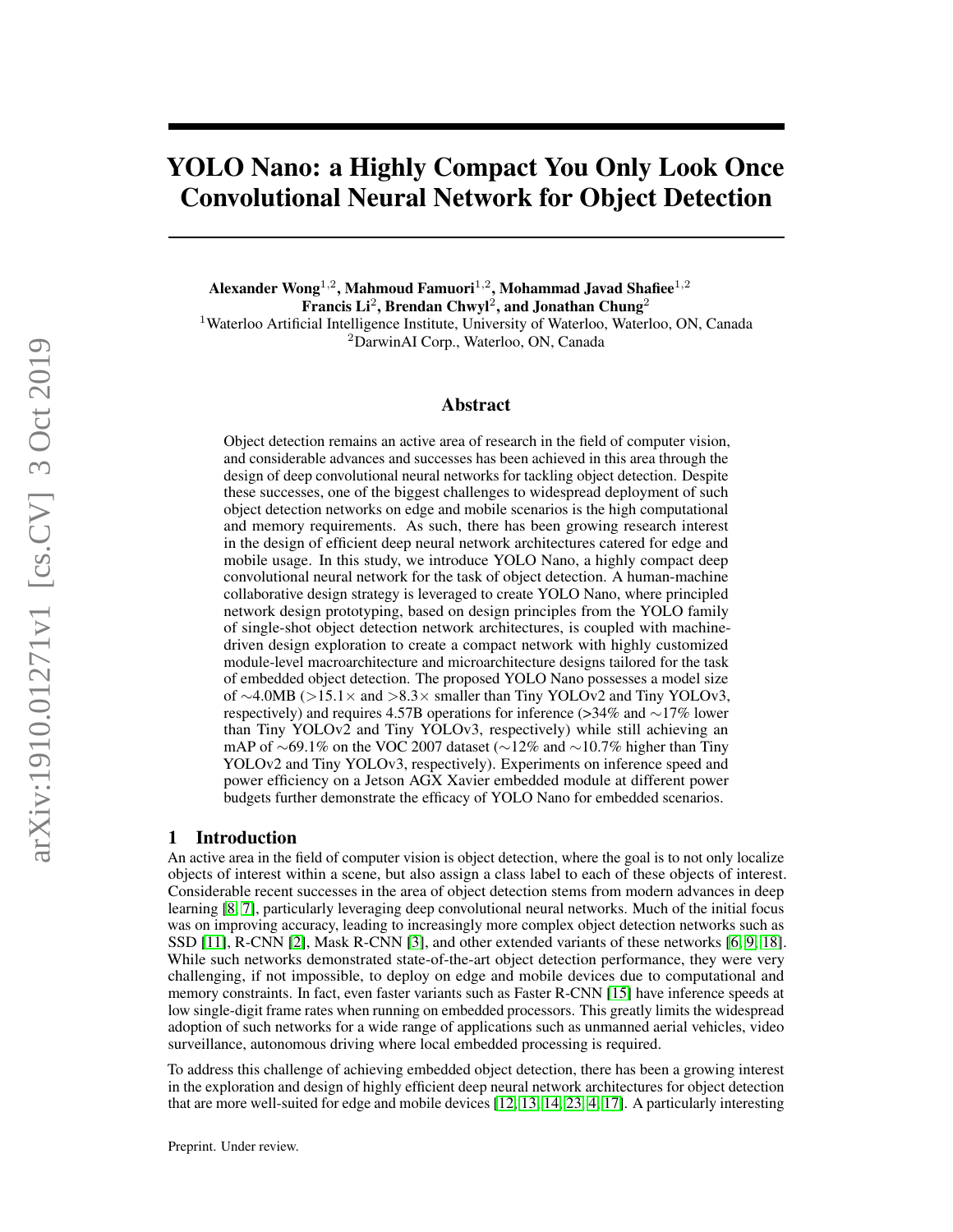# YOLO Nano: a Highly Compact You Only Look Once Convolutional Neural Network for Object Detection

**Alexander Wong**[1,2], **Mahmoud Famuori**[1,2], **Mohammad Javad Shafiee**[1,2]
**Francis Li**[2], **Brendan Chwyl**[2], **and Jonathan Chung**[2]

[1]Waterloo Artificial Intelligence Institute, University of Waterloo, Waterloo, ON, Canada
[2]DarwinAI Corp., Waterloo, ON, Canada

## Abstract

Object detection remains an active area of research in the field of computer vision, and considerable advances and successes has been achieved in this area through the design of deep convolutional neural networks for tackling object detection. Despite these successes, one of the biggest challenges to widespread deployment of such object detection networks on edge and mobile scenarios is the high computational and memory requirements. As such, there has been growing research interest in the design of efficient deep neural network architectures catered for edge and mobile usage. In this study, we introduce YOLO Nano, a highly compact deep convolutional neural network for the task of object detection. A human-machine collaborative design strategy is leveraged to create YOLO Nano, where principled network design prototyping, based on design principles from the YOLO family of single-shot object detection network architectures, is coupled with machine-driven design exploration to create a compact network with highly customized module-level macroarchitecture and microarchitecture designs tailored for the task of embedded object detection. The proposed YOLO Nano possesses a model size of $\sim$4.0MB ($>$15.1$\times$ and $>$8.3$\times$ smaller than Tiny YOLOv2 and Tiny YOLOv3, respectively) and requires 4.57B operations for inference (>34% and $\sim$17% lower than Tiny YOLOv2 and Tiny YOLOv3, respectively) while still achieving an mAP of $\sim$69.1% on the VOC 2007 dataset ($\sim$12% and $\sim$10.7% higher than Tiny YOLOv2 and Tiny YOLOv3, respectively). Experiments on inference speed and power efficiency on a Jetson AGX Xavier embedded module at different power budgets further demonstrate the efficacy of YOLO Nano for embedded scenarios.

## 1 Introduction

An active area in the field of computer vision is object detection, where the goal is to not only localize objects of interest within a scene, but also assign a class label to each of these objects of interest. Considerable recent successes in the area of object detection stems from modern advances in deep learning [8, 7], particularly leveraging deep convolutional neural networks. Much of the initial focus was on improving accuracy, leading to increasingly more complex object detection networks such as SSD [11], R-CNN [2], Mask R-CNN [3], and other extended variants of these networks [6, 9, 18]. While such networks demonstrated state-of-the-art object detection performance, they were very challenging, if not impossible, to deploy on edge and mobile devices due to computational and memory constraints. In fact, even faster variants such as Faster R-CNN [15] have inference speeds at low single-digit frame rates when running on embedded processors. This greatly limits the widespread adoption of such networks for a wide range of applications such as unmanned aerial vehicles, video surveillance, autonomous driving where local embedded processing is required.

To address this challenge of achieving embedded object detection, there has been a growing interest in the exploration and design of highly efficient deep neural network architectures for object detection that are more well-suited for edge and mobile devices [12, 13, 14, 23, 4, 17]. A particularly interesting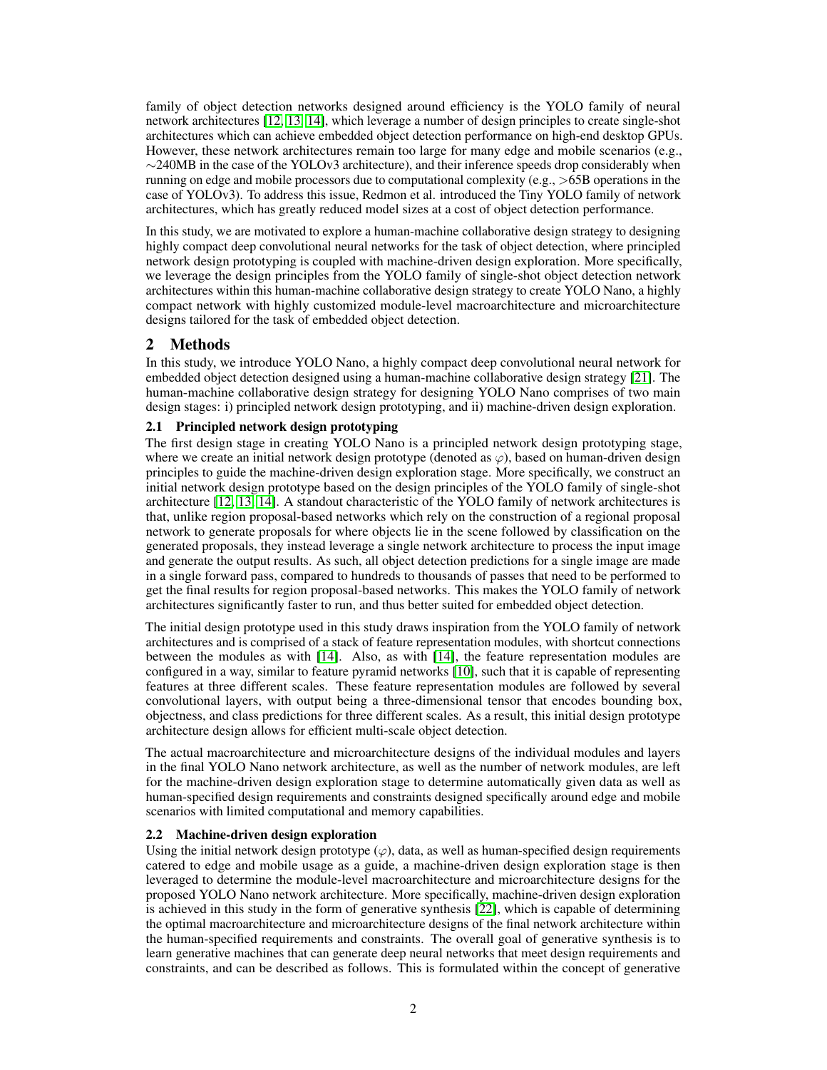family of object detection networks designed around efficiency is the YOLO family of neural network architectures [12, 13, 14], which leverage a number of design principles to create single-shot architectures which can achieve embedded object detection performance on high-end desktop GPUs. However, these network architectures remain too large for many edge and mobile scenarios (e.g., ∼240MB in the case of the YOLOv3 architecture), and their inference speeds drop considerably when running on edge and mobile processors due to computational complexity (e.g., >65B operations in the case of YOLOv3). To address this issue, Redmon et al. introduced the Tiny YOLO family of network architectures, which has greatly reduced model sizes at a cost of object detection performance.

In this study, we are motivated to explore a human-machine collaborative design strategy to designing highly compact deep convolutional neural networks for the task of object detection, where principled network design prototyping is coupled with machine-driven design exploration. More specifically, we leverage the design principles from the YOLO family of single-shot object detection network architectures within this human-machine collaborative design strategy to create YOLO Nano, a highly compact network with highly customized module-level macroarchitecture and microarchitecture designs tailored for the task of embedded object detection.

# 2 Methods

In this study, we introduce YOLO Nano, a highly compact deep convolutional neural network for embedded object detection designed using a human-machine collaborative design strategy [21]. The human-machine collaborative design strategy for designing YOLO Nano comprises of two main design stages: i) principled network design prototyping, and ii) machine-driven design exploration.

## 2.1 Principled network design prototyping

The first design stage in creating YOLO Nano is a principled network design prototyping stage, where we create an initial network design prototype (denoted as $\varphi$), based on human-driven design principles to guide the machine-driven design exploration stage. More specifically, we construct an initial network design prototype based on the design principles of the YOLO family of single-shot architecture [12, 13, 14]. A standout characteristic of the YOLO family of network architectures is that, unlike region proposal-based networks which rely on the construction of a regional proposal network to generate proposals for where objects lie in the scene followed by classification on the generated proposals, they instead leverage a single network architecture to process the input image and generate the output results. As such, all object detection predictions for a single image are made in a single forward pass, compared to hundreds to thousands of passes that need to be performed to get the final results for region proposal-based networks. This makes the YOLO family of network architectures significantly faster to run, and thus better suited for embedded object detection.

The initial design prototype used in this study draws inspiration from the YOLO family of network architectures and is comprised of a stack of feature representation modules, with shortcut connections between the modules as with [14]. Also, as with [14], the feature representation modules are configured in a way, similar to feature pyramid networks [10], such that it is capable of representing features at three different scales. These feature representation modules are followed by several convolutional layers, with output being a three-dimensional tensor that encodes bounding box, objectness, and class predictions for three different scales. As a result, this initial design prototype architecture design allows for efficient multi-scale object detection.

The actual macroarchitecture and microarchitecture designs of the individual modules and layers in the final YOLO Nano network architecture, as well as the number of network modules, are left for the machine-driven design exploration stage to determine automatically given data as well as human-specified design requirements and constraints designed specifically around edge and mobile scenarios with limited computational and memory capabilities.

## 2.2 Machine-driven design exploration

Using the initial network design prototype ($\varphi$), data, as well as human-specified design requirements catered to edge and mobile usage as a guide, a machine-driven design exploration stage is then leveraged to determine the module-level macroarchitecture and microarchitecture designs for the proposed YOLO Nano network architecture. More specifically, machine-driven design exploration is achieved in this study in the form of generative synthesis [22], which is capable of determining the optimal macroarchitecture and microarchitecture designs of the final network architecture within the human-specified requirements and constraints. The overall goal of generative synthesis is to learn generative machines that can generate deep neural networks that meet design requirements and constraints, and can be described as follows. This is formulated within the concept of generative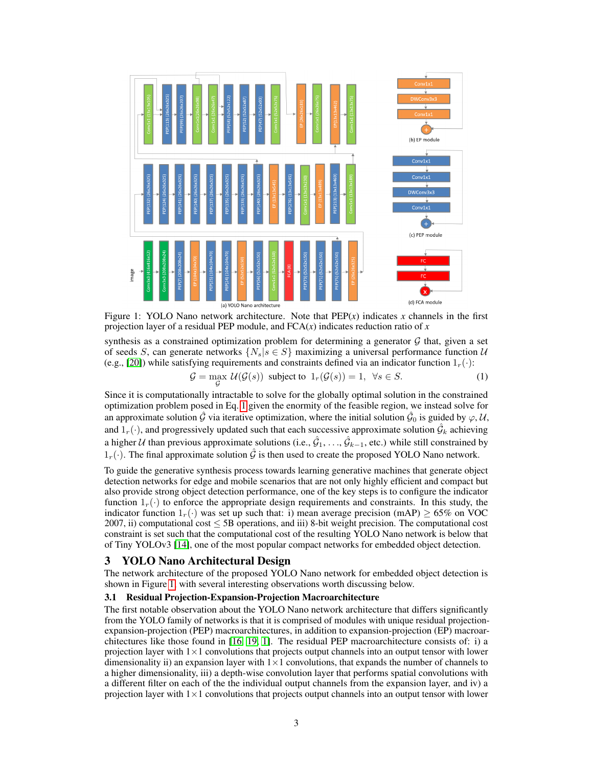Figure 1: YOLO Nano network architecture. Note that PEP($x$) indicates $x$ channels in the first projection layer of a residual PEP module, and FCA($x$) indicates reduction ratio of $x$

synthesis as a constrained optimization problem for determining a generator $\mathcal{G}$ that, given a set of seeds $S$, can generate networks $\{N_s | s \in S\}$ maximizing a universal performance function $\mathcal{U}$ (e.g., [20]) while satisfying requirements and constraints defined via an indicator function $1_r(\cdot)$:

$$\mathcal{G} = \max_{\mathcal{G}} \; \mathcal{U}(\mathcal{G}(s)) \;\; \text{subject to} \;\; 1_r(\mathcal{G}(s)) = 1, \;\; \forall s \in S. \tag{1}$$

Since it is computationally intractable to solve for the globally optimal solution in the constrained optimization problem posed in Eq. 1 given the enormity of the feasible region, we instead solve for an approximate solution $\hat{\mathcal{G}}$ via iterative optimization, where the initial solution $\hat{\mathcal{G}}_0$ is guided by $\varphi, \mathcal{U}$, and $1_r(\cdot)$, and progressively updated such that each successive approximate solution $\hat{\mathcal{G}}_k$ achieving a higher $\mathcal{U}$ than previous approximate solutions (i.e., $\hat{\mathcal{G}}_1, \ldots, \hat{\mathcal{G}}_{k-1}$, etc.) while still constrained by $1_r(\cdot)$. The final approximate solution $\hat{\mathcal{G}}$ is then used to create the proposed YOLO Nano network.

To guide the generative synthesis process towards learning generative machines that generate object detection networks for edge and mobile scenarios that are not only highly efficient and compact but also provide strong object detection performance, one of the key steps is to configure the indicator function $1_r(\cdot)$ to enforce the appropriate design requirements and constraints. In this study, the indicator function $1_r(\cdot)$ was set up such that: i) mean average precision (mAP) $\geq 65\%$ on VOC 2007, ii) computational cost $\leq$ 5B operations, and iii) 8-bit weight precision. The computational cost constraint is set such that the computational cost of the resulting YOLO Nano network is below that of Tiny YOLOv3 [14], one of the most popular compact networks for embedded object detection.

## 3 YOLO Nano Architectural Design

The network architecture of the proposed YOLO Nano network for embedded object detection is shown in Figure 1, with several interesting observations worth discussing below.

### 3.1 Residual Projection-Expansion-Projection Macroarchitecture

The first notable observation about the YOLO Nano network architecture that differs significantly from the YOLO family of networks is that it is comprised of modules with unique residual projection-expansion-projection (PEP) macroarchitectures, in addition to expansion-projection (EP) macroarchitectures like those found in [16, 19, 1]. The residual PEP macroarchitecture consists of: i) a projection layer with $1\times1$ convolutions that projects output channels into an output tensor with lower dimensionality ii) an expansion layer with $1\times1$ convolutions, that expands the number of channels to a higher dimensionality, iii) a depth-wise convolution layer that performs spatial convolutions with a different filter on each of the the individual output channels from the expansion layer, and iv) a projection layer with $1\times1$ convolutions that projects output channels into an output tensor with lower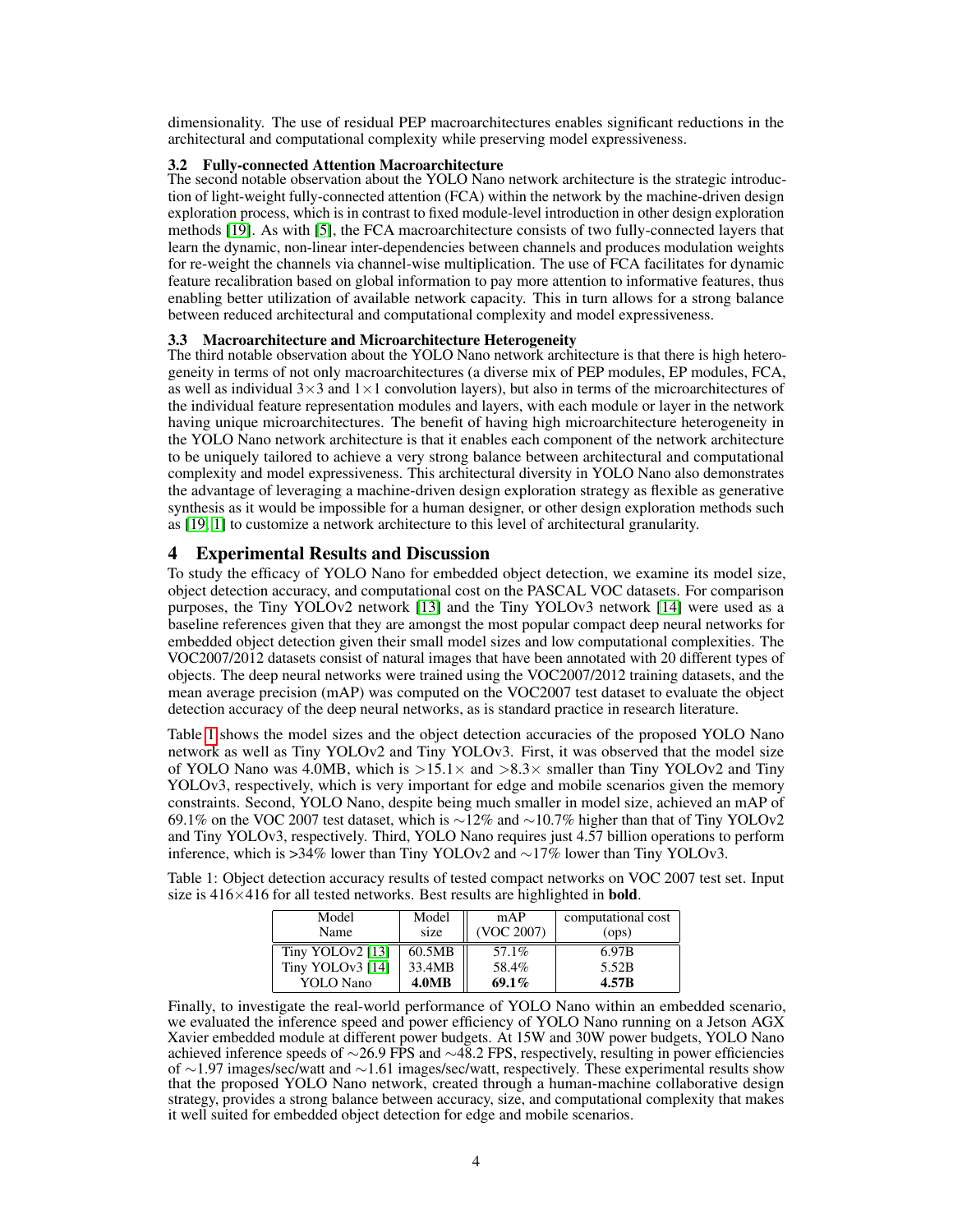dimensionality. The use of residual PEP macroarchitectures enables significant reductions in the architectural and computational complexity while preserving model expressiveness.

### 3.2 Fully-connected Attention Macroarchitecture

The second notable observation about the YOLO Nano network architecture is the strategic introduction of light-weight fully-connected attention (FCA) within the network by the machine-driven design exploration process, which is in contrast to fixed module-level introduction in other design exploration methods [19]. As with [5], the FCA macroarchitecture consists of two fully-connected layers that learn the dynamic, non-linear inter-dependencies between channels and produces modulation weights for re-weight the channels via channel-wise multiplication. The use of FCA facilitates for dynamic feature recalibration based on global information to pay more attention to informative features, thus enabling better utilization of available network capacity. This in turn allows for a strong balance between reduced architectural and computational complexity and model expressiveness.

### 3.3 Macroarchitecture and Microarchitecture Heterogeneity

The third notable observation about the YOLO Nano network architecture is that there is high heterogeneity in terms of not only macroarchitectures (a diverse mix of PEP modules, EP modules, FCA, as well as individual $3\times3$ and $1\times1$ convolution layers), but also in terms of the microarchitectures of the individual feature representation modules and layers, with each module or layer in the network having unique microarchitectures. The benefit of having high microarchitecture heterogeneity in the YOLO Nano network architecture is that it enables each component of the network architecture to be uniquely tailored to achieve a very strong balance between architectural and computational complexity and model expressiveness. This architectural diversity in YOLO Nano also demonstrates the advantage of leveraging a machine-driven design exploration strategy as flexible as generative synthesis as it would be impossible for a human designer, or other design exploration methods such as [19, 1] to customize a network architecture to this level of architectural granularity.

## 4 Experimental Results and Discussion

To study the efficacy of YOLO Nano for embedded object detection, we examine its model size, object detection accuracy, and computational cost on the PASCAL VOC datasets. For comparison purposes, the Tiny YOLOv2 network [13] and the Tiny YOLOv3 network [14] were used as a baseline references given that they are amongst the most popular compact deep neural networks for embedded object detection given their small model sizes and low computational complexities. The VOC2007/2012 datasets consist of natural images that have been annotated with 20 different types of objects. The deep neural networks were trained using the VOC2007/2012 training datasets, and the mean average precision (mAP) was computed on the VOC2007 test dataset to evaluate the object detection accuracy of the deep neural networks, as is standard practice in research literature.

Table 1 shows the model sizes and the object detection accuracies of the proposed YOLO Nano network as well as Tiny YOLOv2 and Tiny YOLOv3. First, it was observed that the model size of YOLO Nano was 4.0MB, which is $>15.1\times$ and $>8.3\times$ smaller than Tiny YOLOv2 and Tiny YOLOv3, respectively, which is very important for edge and mobile scenarios given the memory constraints. Second, YOLO Nano, despite being much smaller in model size, achieved an mAP of 69.1% on the VOC 2007 test dataset, which is $\sim$12% and $\sim$10.7% higher than that of Tiny YOLOv2 and Tiny YOLOv3, respectively. Third, YOLO Nano requires just 4.57 billion operations to perform inference, which is >34% lower than Tiny YOLOv2 and $\sim$17% lower than Tiny YOLOv3.

Table 1: Object detection accuracy results of tested compact networks on VOC 2007 test set. Input size is $416\times416$ for all tested networks. Best results are highlighted in **bold**.

| Model Name | Model size | mAP (VOC 2007) | computational cost (ops) |
|---|---|---|---|
| Tiny YOLOv2 [13] | 60.5MB | 57.1% | 6.97B |
| Tiny YOLOv3 [14] | 33.4MB | 58.4% | 5.52B |
| YOLO Nano | **4.0MB** | **69.1%** | **4.57B** |

Finally, to investigate the real-world performance of YOLO Nano within an embedded scenario, we evaluated the inference speed and power efficiency of YOLO Nano running on a Jetson AGX Xavier embedded module at different power budgets. At 15W and 30W power budgets, YOLO Nano achieved inference speeds of $\sim$26.9 FPS and $\sim$48.2 FPS, respectively, resulting in power efficiencies of $\sim$1.97 images/sec/watt and $\sim$1.61 images/sec/watt, respectively. These experimental results show that the proposed YOLO Nano network, created through a human-machine collaborative design strategy, provides a strong balance between accuracy, size, and computational complexity that makes it well suited for embedded object detection for edge and mobile scenarios.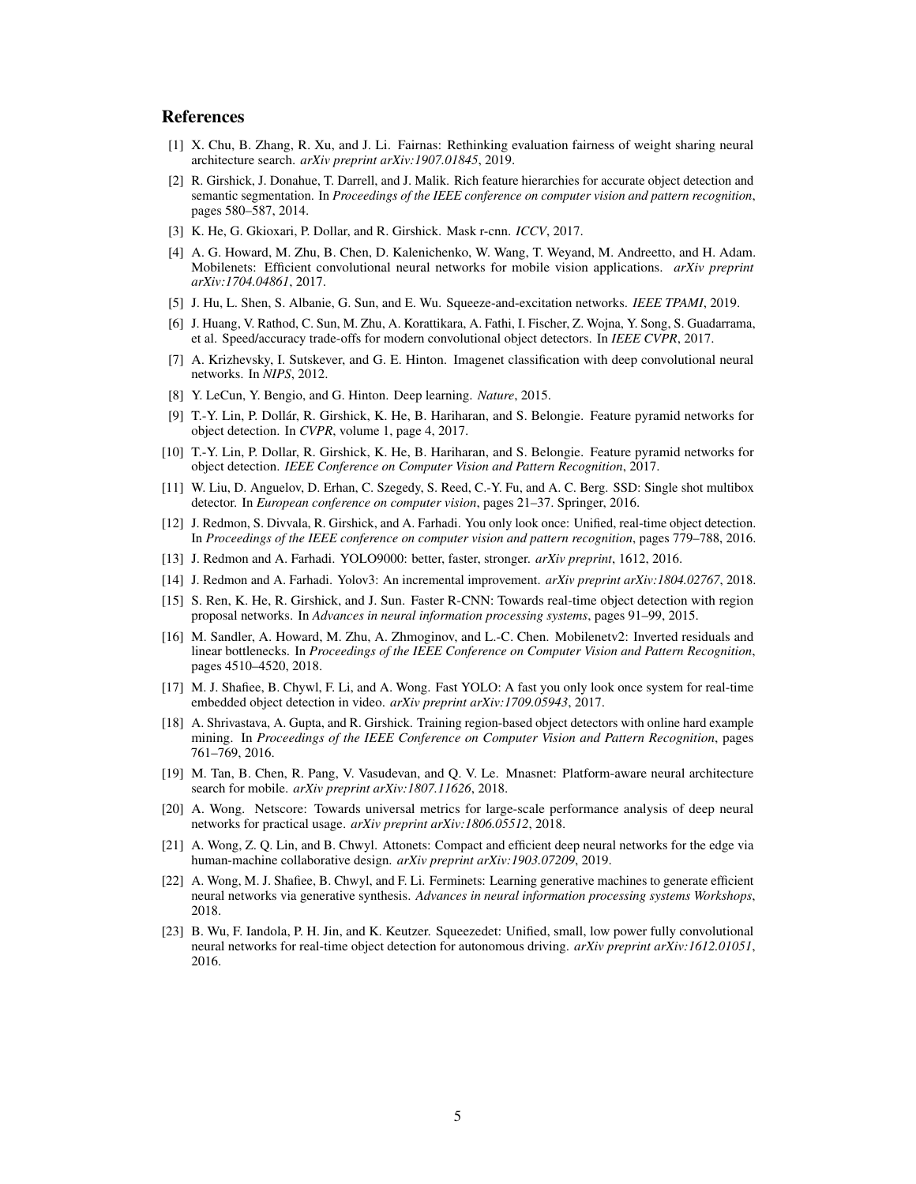## References

[1] X. Chu, B. Zhang, R. Xu, and J. Li. Fairnas: Rethinking evaluation fairness of weight sharing neural architecture search. *arXiv preprint arXiv:1907.01845*, 2019.

[2] R. Girshick, J. Donahue, T. Darrell, and J. Malik. Rich feature hierarchies for accurate object detection and semantic segmentation. In *Proceedings of the IEEE conference on computer vision and pattern recognition*, pages 580–587, 2014.

[3] K. He, G. Gkioxari, P. Dollar, and R. Girshick. Mask r-cnn. *ICCV*, 2017.

[4] A. G. Howard, M. Zhu, B. Chen, D. Kalenichenko, W. Wang, T. Weyand, M. Andreetto, and H. Adam. Mobilenets: Efficient convolutional neural networks for mobile vision applications. *arXiv preprint arXiv:1704.04861*, 2017.

[5] J. Hu, L. Shen, S. Albanie, G. Sun, and E. Wu. Squeeze-and-excitation networks. *IEEE TPAMI*, 2019.

[6] J. Huang, V. Rathod, C. Sun, M. Zhu, A. Korattikara, A. Fathi, I. Fischer, Z. Wojna, Y. Song, S. Guadarrama, et al. Speed/accuracy trade-offs for modern convolutional object detectors. In *IEEE CVPR*, 2017.

[7] A. Krizhevsky, I. Sutskever, and G. E. Hinton. Imagenet classification with deep convolutional neural networks. In *NIPS*, 2012.

[8] Y. LeCun, Y. Bengio, and G. Hinton. Deep learning. *Nature*, 2015.

[9] T.-Y. Lin, P. Dollár, R. Girshick, K. He, B. Hariharan, and S. Belongie. Feature pyramid networks for object detection. In *CVPR*, volume 1, page 4, 2017.

[10] T.-Y. Lin, P. Dollar, R. Girshick, K. He, B. Hariharan, and S. Belongie. Feature pyramid networks for object detection. *IEEE Conference on Computer Vision and Pattern Recognition*, 2017.

[11] W. Liu, D. Anguelov, D. Erhan, C. Szegedy, S. Reed, C.-Y. Fu, and A. C. Berg. SSD: Single shot multibox detector. In *European conference on computer vision*, pages 21–37. Springer, 2016.

[12] J. Redmon, S. Divvala, R. Girshick, and A. Farhadi. You only look once: Unified, real-time object detection. In *Proceedings of the IEEE conference on computer vision and pattern recognition*, pages 779–788, 2016.

[13] J. Redmon and A. Farhadi. YOLO9000: better, faster, stronger. *arXiv preprint*, 1612, 2016.

[14] J. Redmon and A. Farhadi. Yolov3: An incremental improvement. *arXiv preprint arXiv:1804.02767*, 2018.

[15] S. Ren, K. He, R. Girshick, and J. Sun. Faster R-CNN: Towards real-time object detection with region proposal networks. In *Advances in neural information processing systems*, pages 91–99, 2015.

[16] M. Sandler, A. Howard, M. Zhu, A. Zhmoginov, and L.-C. Chen. Mobilenetv2: Inverted residuals and linear bottlenecks. In *Proceedings of the IEEE Conference on Computer Vision and Pattern Recognition*, pages 4510–4520, 2018.

[17] M. J. Shafiee, B. Chywl, F. Li, and A. Wong. Fast YOLO: A fast you only look once system for real-time embedded object detection in video. *arXiv preprint arXiv:1709.05943*, 2017.

[18] A. Shrivastava, A. Gupta, and R. Girshick. Training region-based object detectors with online hard example mining. In *Proceedings of the IEEE Conference on Computer Vision and Pattern Recognition*, pages 761–769, 2016.

[19] M. Tan, B. Chen, R. Pang, V. Vasudevan, and Q. V. Le. Mnasnet: Platform-aware neural architecture search for mobile. *arXiv preprint arXiv:1807.11626*, 2018.

[20] A. Wong. Netscore: Towards universal metrics for large-scale performance analysis of deep neural networks for practical usage. *arXiv preprint arXiv:1806.05512*, 2018.

[21] A. Wong, Z. Q. Lin, and B. Chwyl. Attonets: Compact and efficient deep neural networks for the edge via human-machine collaborative design. *arXiv preprint arXiv:1903.07209*, 2019.

[22] A. Wong, M. J. Shafiee, B. Chwyl, and F. Li. Ferminets: Learning generative machines to generate efficient neural networks via generative synthesis. *Advances in neural information processing systems Workshops*, 2018.

[23] B. Wu, F. Iandola, P. H. Jin, and K. Keutzer. Squeezedet: Unified, small, low power fully convolutional neural networks for real-time object detection for autonomous driving. *arXiv preprint arXiv:1612.01051*, 2016.